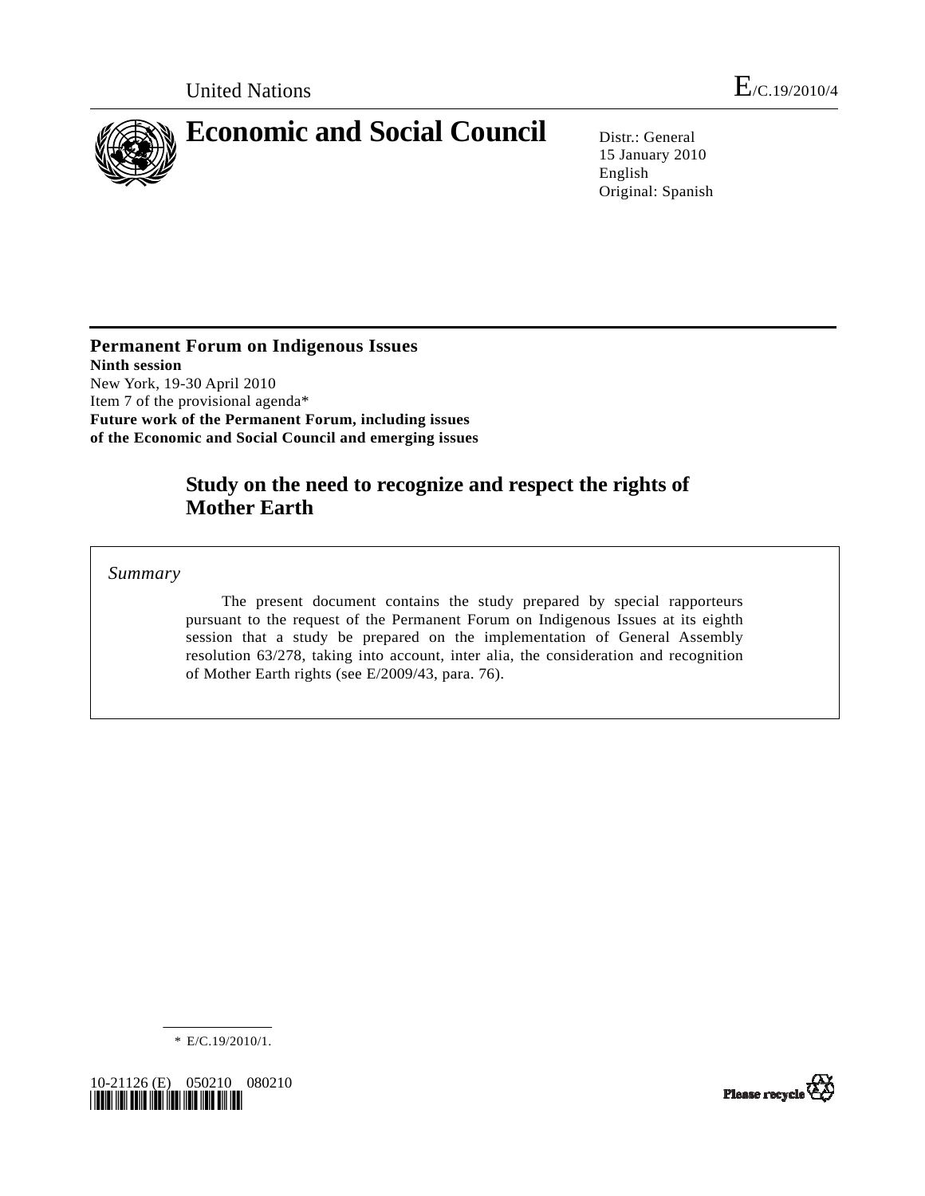United Nations E/C.19/2010/4

# Economic and Social Council

Distr.: General
15 January 2010
English
Original: Spanish

**Permanent Forum on Indigenous Issues**
**Ninth session**
New York, 19-30 April 2010
Item 7 of the provisional agenda*
**Future work of the Permanent Forum, including issues of the Economic and Social Council and emerging issues**

## Study on the need to recognize and respect the rights of Mother Earth

*Summary*

The present document contains the study prepared by special rapporteurs pursuant to the request of the Permanent Forum on Indigenous Issues at its eighth session that a study be prepared on the implementation of General Assembly resolution 63/278, taking into account, inter alia, the consideration and recognition of Mother Earth rights (see E/2009/43, para. 76).

\* E/C.19/2010/1.

10-21126 (E) 050210 080210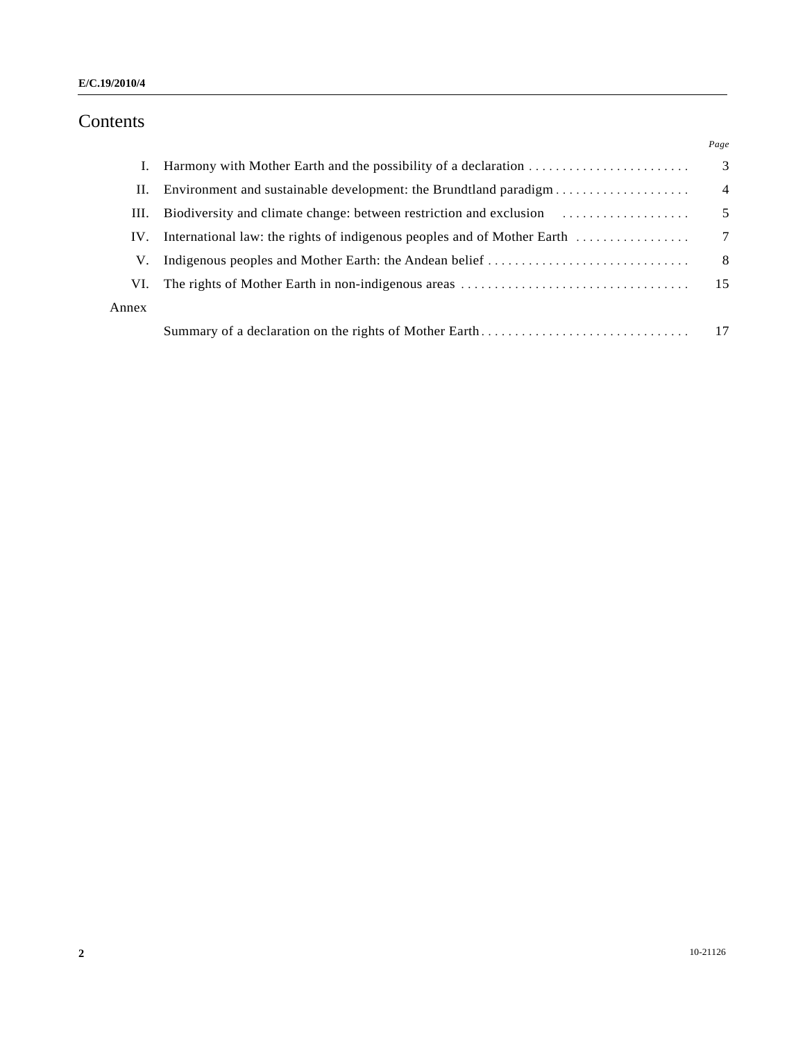# Contents

| | | Page |
|---|---|---|
| I. | Harmony with Mother Earth and the possibility of a declaration | 3 |
| II. | Environment and sustainable development: the Brundtland paradigm | 4 |
| III. | Biodiversity and climate change: between restriction and exclusion | 5 |
| IV. | International law: the rights of indigenous peoples and of Mother Earth | 7 |
| V. | Indigenous peoples and Mother Earth: the Andean belief | 8 |
| VI. | The rights of Mother Earth in non-indigenous areas | 15 |
| Annex | | |
| | Summary of a declaration on the rights of Mother Earth | 17 |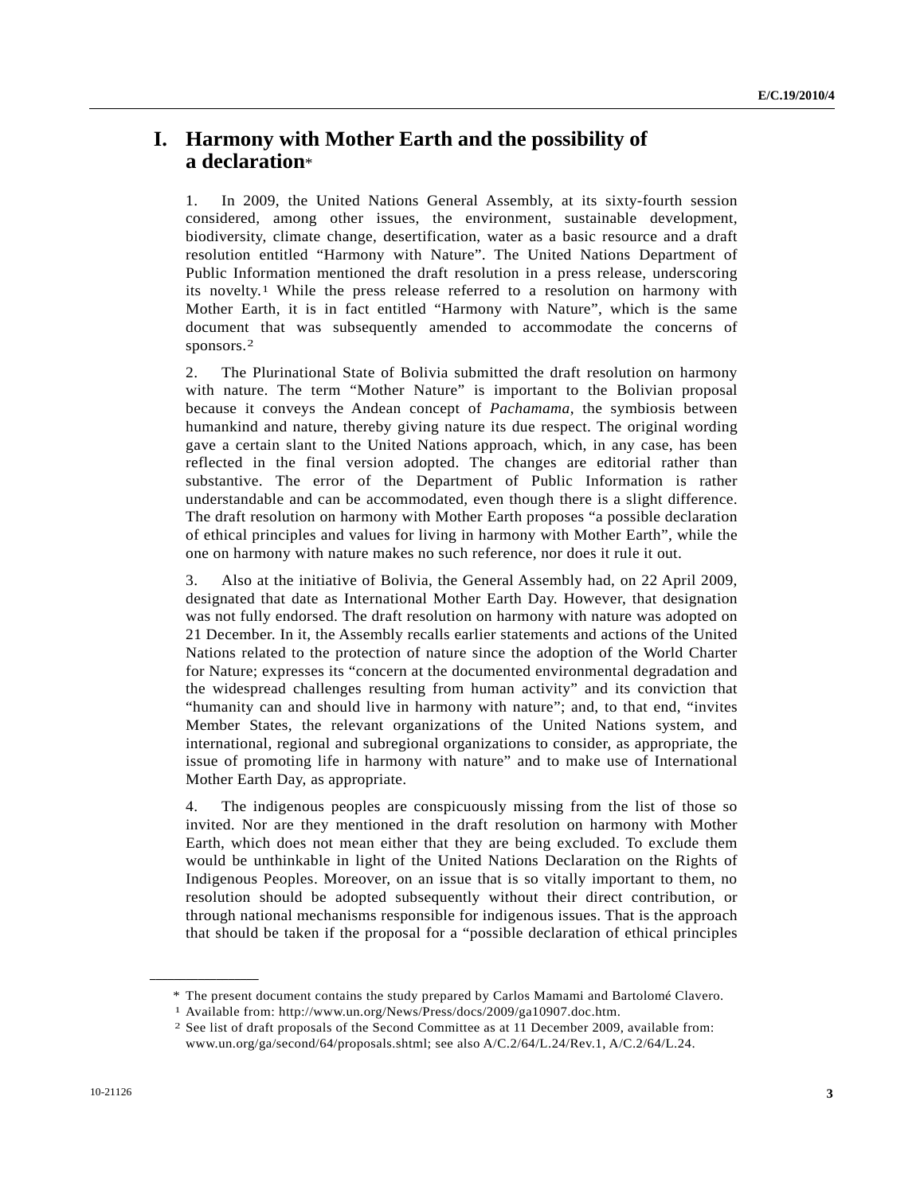# I. Harmony with Mother Earth and the possibility of a declaration*

1. In 2009, the United Nations General Assembly, at its sixty-fourth session considered, among other issues, the environment, sustainable development, biodiversity, climate change, desertification, water as a basic resource and a draft resolution entitled "Harmony with Nature". The United Nations Department of Public Information mentioned the draft resolution in a press release, underscoring its novelty.[1] While the press release referred to a resolution on harmony with Mother Earth, it is in fact entitled "Harmony with Nature", which is the same document that was subsequently amended to accommodate the concerns of sponsors.[2]

2. The Plurinational State of Bolivia submitted the draft resolution on harmony with nature. The term "Mother Nature" is important to the Bolivian proposal because it conveys the Andean concept of *Pachamama*, the symbiosis between humankind and nature, thereby giving nature its due respect. The original wording gave a certain slant to the United Nations approach, which, in any case, has been reflected in the final version adopted. The changes are editorial rather than substantive. The error of the Department of Public Information is rather understandable and can be accommodated, even though there is a slight difference. The draft resolution on harmony with Mother Earth proposes "a possible declaration of ethical principles and values for living in harmony with Mother Earth", while the one on harmony with nature makes no such reference, nor does it rule it out.

3. Also at the initiative of Bolivia, the General Assembly had, on 22 April 2009, designated that date as International Mother Earth Day. However, that designation was not fully endorsed. The draft resolution on harmony with nature was adopted on 21 December. In it, the Assembly recalls earlier statements and actions of the United Nations related to the protection of nature since the adoption of the World Charter for Nature; expresses its "concern at the documented environmental degradation and the widespread challenges resulting from human activity" and its conviction that "humanity can and should live in harmony with nature"; and, to that end, "invites Member States, the relevant organizations of the United Nations system, and international, regional and subregional organizations to consider, as appropriate, the issue of promoting life in harmony with nature" and to make use of International Mother Earth Day, as appropriate.

4. The indigenous peoples are conspicuously missing from the list of those so invited. Nor are they mentioned in the draft resolution on harmony with Mother Earth, which does not mean either that they are being excluded. To exclude them would be unthinkable in light of the United Nations Declaration on the Rights of Indigenous Peoples. Moreover, on an issue that is so vitally important to them, no resolution should be adopted subsequently without their direct contribution, or through national mechanisms responsible for indigenous issues. That is the approach that should be taken if the proposal for a "possible declaration of ethical principles

---

\* The present document contains the study prepared by Carlos Mamami and Bartolomé Clavero.

[1] Available from: http://www.un.org/News/Press/docs/2009/ga10907.doc.htm.

[2] See list of draft proposals of the Second Committee as at 11 December 2009, available from: www.un.org/ga/second/64/proposals.shtml; see also A/C.2/64/L.24/Rev.1, A/C.2/64/L.24.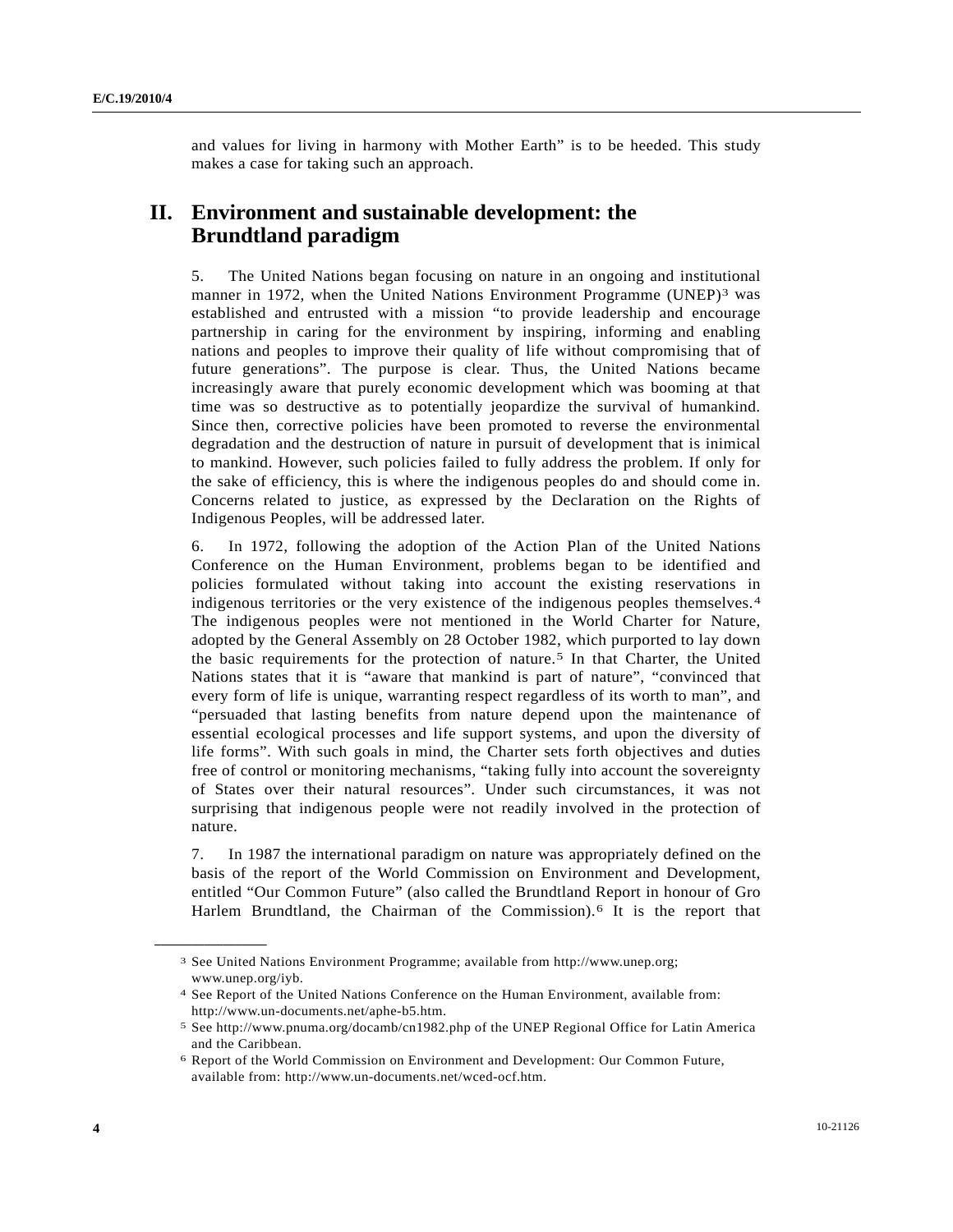and values for living in harmony with Mother Earth" is to be heeded. This study makes a case for taking such an approach.

## II. Environment and sustainable development: the Brundtland paradigm

5. The United Nations began focusing on nature in an ongoing and institutional manner in 1972, when the United Nations Environment Programme (UNEP)[3] was established and entrusted with a mission "to provide leadership and encourage partnership in caring for the environment by inspiring, informing and enabling nations and peoples to improve their quality of life without compromising that of future generations". The purpose is clear. Thus, the United Nations became increasingly aware that purely economic development which was booming at that time was so destructive as to potentially jeopardize the survival of humankind. Since then, corrective policies have been promoted to reverse the environmental degradation and the destruction of nature in pursuit of development that is inimical to mankind. However, such policies failed to fully address the problem. If only for the sake of efficiency, this is where the indigenous peoples do and should come in. Concerns related to justice, as expressed by the Declaration on the Rights of Indigenous Peoples, will be addressed later.

6. In 1972, following the adoption of the Action Plan of the United Nations Conference on the Human Environment, problems began to be identified and policies formulated without taking into account the existing reservations in indigenous territories or the very existence of the indigenous peoples themselves.[4] The indigenous peoples were not mentioned in the World Charter for Nature, adopted by the General Assembly on 28 October 1982, which purported to lay down the basic requirements for the protection of nature.[5] In that Charter, the United Nations states that it is "aware that mankind is part of nature", "convinced that every form of life is unique, warranting respect regardless of its worth to man", and "persuaded that lasting benefits from nature depend upon the maintenance of essential ecological processes and life support systems, and upon the diversity of life forms". With such goals in mind, the Charter sets forth objectives and duties free of control or monitoring mechanisms, "taking fully into account the sovereignty of States over their natural resources". Under such circumstances, it was not surprising that indigenous people were not readily involved in the protection of nature.

7. In 1987 the international paradigm on nature was appropriately defined on the basis of the report of the World Commission on Environment and Development, entitled "Our Common Future" (also called the Brundtland Report in honour of Gro Harlem Brundtland, the Chairman of the Commission).[6] It is the report that

---

[3] See United Nations Environment Programme; available from http://www.unep.org; www.unep.org/iyb.

[4] See Report of the United Nations Conference on the Human Environment, available from: http://www.un-documents.net/aphe-b5.htm.

[5] See http://www.pnuma.org/docamb/cn1982.php of the UNEP Regional Office for Latin America and the Caribbean.

[6] Report of the World Commission on Environment and Development: Our Common Future, available from: http://www.un-documents.net/wced-ocf.htm.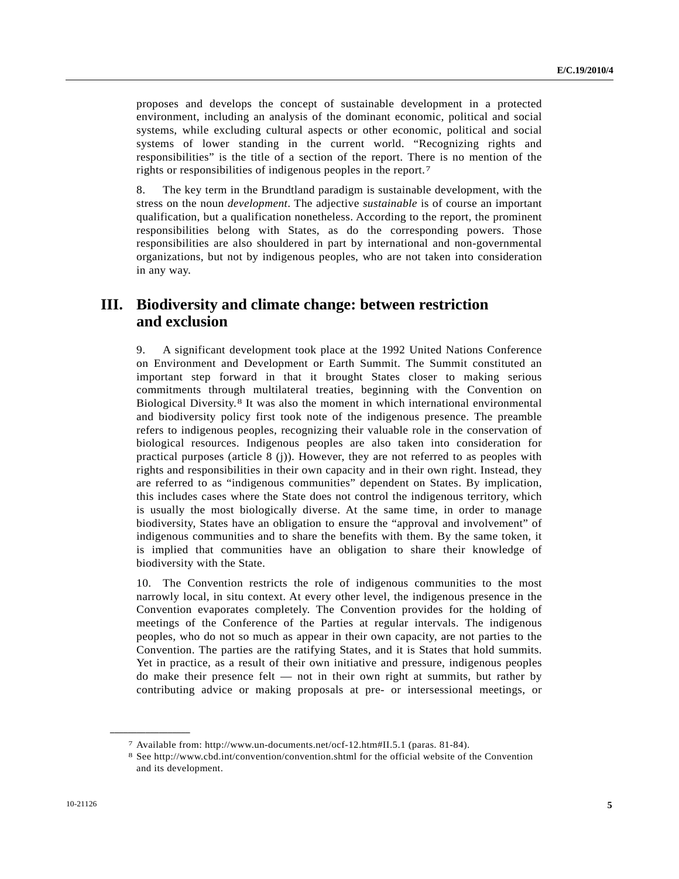proposes and develops the concept of sustainable development in a protected environment, including an analysis of the dominant economic, political and social systems, while excluding cultural aspects or other economic, political and social systems of lower standing in the current world. "Recognizing rights and responsibilities" is the title of a section of the report. There is no mention of the rights or responsibilities of indigenous peoples in the report.[7]

8. The key term in the Brundtland paradigm is sustainable development, with the stress on the noun *development*. The adjective *sustainable* is of course an important qualification, but a qualification nonetheless. According to the report, the prominent responsibilities belong with States, as do the corresponding powers. Those responsibilities are also shouldered in part by international and non-governmental organizations, but not by indigenous peoples, who are not taken into consideration in any way.

## III. Biodiversity and climate change: between restriction and exclusion

9. A significant development took place at the 1992 United Nations Conference on Environment and Development or Earth Summit. The Summit constituted an important step forward in that it brought States closer to making serious commitments through multilateral treaties, beginning with the Convention on Biological Diversity.[8] It was also the moment in which international environmental and biodiversity policy first took note of the indigenous presence. The preamble refers to indigenous peoples, recognizing their valuable role in the conservation of biological resources. Indigenous peoples are also taken into consideration for practical purposes (article 8 (j)). However, they are not referred to as peoples with rights and responsibilities in their own capacity and in their own right. Instead, they are referred to as "indigenous communities" dependent on States. By implication, this includes cases where the State does not control the indigenous territory, which is usually the most biologically diverse. At the same time, in order to manage biodiversity, States have an obligation to ensure the "approval and involvement" of indigenous communities and to share the benefits with them. By the same token, it is implied that communities have an obligation to share their knowledge of biodiversity with the State.

10. The Convention restricts the role of indigenous communities to the most narrowly local, in situ context. At every other level, the indigenous presence in the Convention evaporates completely. The Convention provides for the holding of meetings of the Conference of the Parties at regular intervals. The indigenous peoples, who do not so much as appear in their own capacity, are not parties to the Convention. The parties are the ratifying States, and it is States that hold summits. Yet in practice, as a result of their own initiative and pressure, indigenous peoples do make their presence felt — not in their own right at summits, but rather by contributing advice or making proposals at pre- or intersessional meetings, or

---

[7] Available from: http://www.un-documents.net/ocf-12.htm#II.5.1 (paras. 81-84).

[8] See http://www.cbd.int/convention/convention.shtml for the official website of the Convention and its development.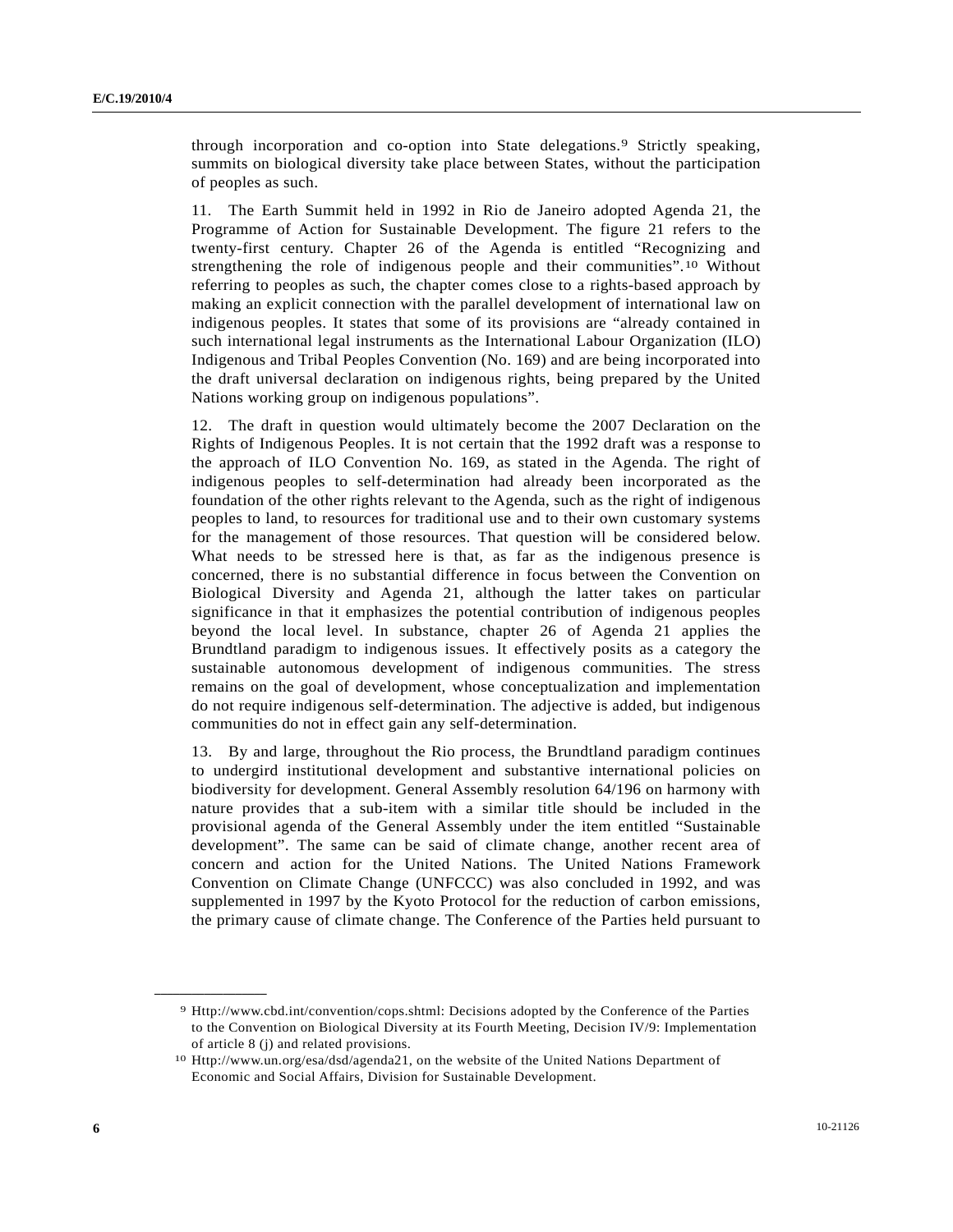through incorporation and co-option into State delegations.[9] Strictly speaking, summits on biological diversity take place between States, without the participation of peoples as such.

11. The Earth Summit held in 1992 in Rio de Janeiro adopted Agenda 21, the Programme of Action for Sustainable Development. The figure 21 refers to the twenty-first century. Chapter 26 of the Agenda is entitled "Recognizing and strengthening the role of indigenous people and their communities".[10] Without referring to peoples as such, the chapter comes close to a rights-based approach by making an explicit connection with the parallel development of international law on indigenous peoples. It states that some of its provisions are "already contained in such international legal instruments as the International Labour Organization (ILO) Indigenous and Tribal Peoples Convention (No. 169) and are being incorporated into the draft universal declaration on indigenous rights, being prepared by the United Nations working group on indigenous populations".

12. The draft in question would ultimately become the 2007 Declaration on the Rights of Indigenous Peoples. It is not certain that the 1992 draft was a response to the approach of ILO Convention No. 169, as stated in the Agenda. The right of indigenous peoples to self-determination had already been incorporated as the foundation of the other rights relevant to the Agenda, such as the right of indigenous peoples to land, to resources for traditional use and to their own customary systems for the management of those resources. That question will be considered below. What needs to be stressed here is that, as far as the indigenous presence is concerned, there is no substantial difference in focus between the Convention on Biological Diversity and Agenda 21, although the latter takes on particular significance in that it emphasizes the potential contribution of indigenous peoples beyond the local level. In substance, chapter 26 of Agenda 21 applies the Brundtland paradigm to indigenous issues. It effectively posits as a category the sustainable autonomous development of indigenous communities. The stress remains on the goal of development, whose conceptualization and implementation do not require indigenous self-determination. The adjective is added, but indigenous communities do not in effect gain any self-determination.

13. By and large, throughout the Rio process, the Brundtland paradigm continues to undergird institutional development and substantive international policies on biodiversity for development. General Assembly resolution 64/196 on harmony with nature provides that a sub-item with a similar title should be included in the provisional agenda of the General Assembly under the item entitled "Sustainable development". The same can be said of climate change, another recent area of concern and action for the United Nations. The United Nations Framework Convention on Climate Change (UNFCCC) was also concluded in 1992, and was supplemented in 1997 by the Kyoto Protocol for the reduction of carbon emissions, the primary cause of climate change. The Conference of the Parties held pursuant to

---

[9] Http://www.cbd.int/convention/cops.shtml: Decisions adopted by the Conference of the Parties to the Convention on Biological Diversity at its Fourth Meeting, Decision IV/9: Implementation of article 8 (j) and related provisions.

[10] Http://www.un.org/esa/dsd/agenda21, on the website of the United Nations Department of Economic and Social Affairs, Division for Sustainable Development.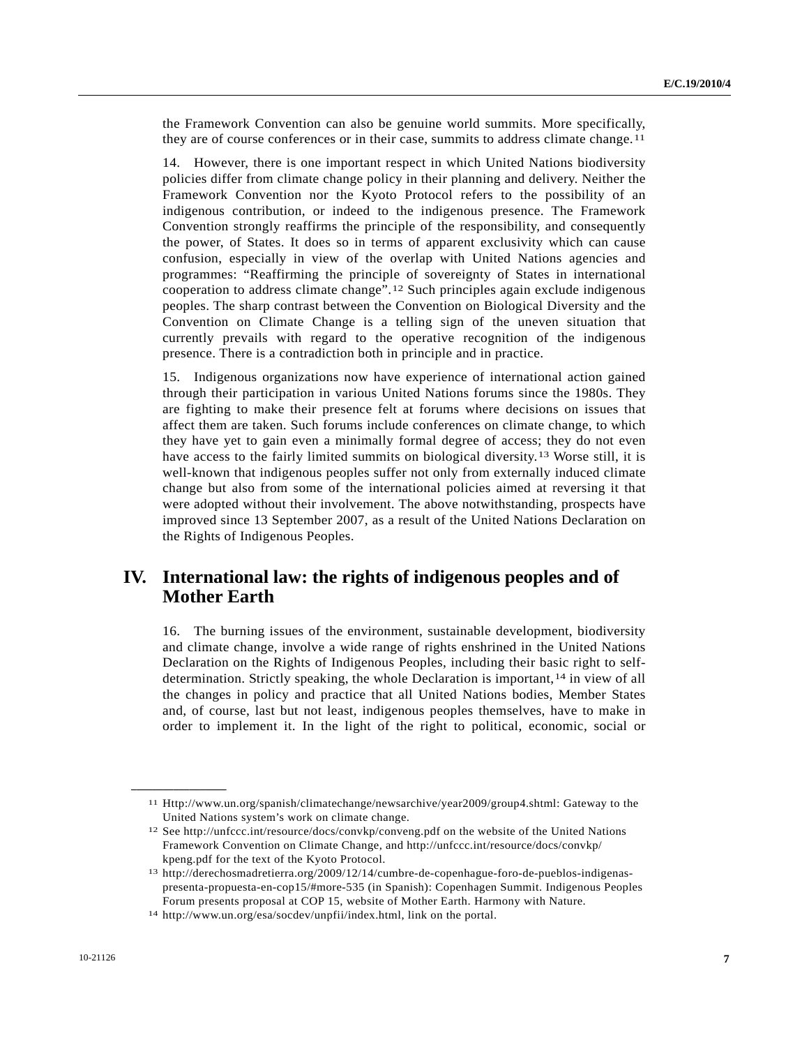the Framework Convention can also be genuine world summits. More specifically, they are of course conferences or in their case, summits to address climate change.[11]

14. However, there is one important respect in which United Nations biodiversity policies differ from climate change policy in their planning and delivery. Neither the Framework Convention nor the Kyoto Protocol refers to the possibility of an indigenous contribution, or indeed to the indigenous presence. The Framework Convention strongly reaffirms the principle of the responsibility, and consequently the power, of States. It does so in terms of apparent exclusivity which can cause confusion, especially in view of the overlap with United Nations agencies and programmes: "Reaffirming the principle of sovereignty of States in international cooperation to address climate change".[12] Such principles again exclude indigenous peoples. The sharp contrast between the Convention on Biological Diversity and the Convention on Climate Change is a telling sign of the uneven situation that currently prevails with regard to the operative recognition of the indigenous presence. There is a contradiction both in principle and in practice.

15. Indigenous organizations now have experience of international action gained through their participation in various United Nations forums since the 1980s. They are fighting to make their presence felt at forums where decisions on issues that affect them are taken. Such forums include conferences on climate change, to which they have yet to gain even a minimally formal degree of access; they do not even have access to the fairly limited summits on biological diversity.[13] Worse still, it is well-known that indigenous peoples suffer not only from externally induced climate change but also from some of the international policies aimed at reversing it that were adopted without their involvement. The above notwithstanding, prospects have improved since 13 September 2007, as a result of the United Nations Declaration on the Rights of Indigenous Peoples.

## IV. International law: the rights of indigenous peoples and of Mother Earth

16. The burning issues of the environment, sustainable development, biodiversity and climate change, involve a wide range of rights enshrined in the United Nations Declaration on the Rights of Indigenous Peoples, including their basic right to self-determination. Strictly speaking, the whole Declaration is important,[14] in view of all the changes in policy and practice that all United Nations bodies, Member States and, of course, last but not least, indigenous peoples themselves, have to make in order to implement it. In the light of the right to political, economic, social or

---

[11] Http://www.un.org/spanish/climatechange/newsarchive/year2009/group4.shtml: Gateway to the United Nations system's work on climate change.

[12] See http://unfccc.int/resource/docs/convkp/conveng.pdf on the website of the United Nations Framework Convention on Climate Change, and http://unfccc.int/resource/docs/convkp/kpeng.pdf for the text of the Kyoto Protocol.

[13] http://derechosmadretierra.org/2009/12/14/cumbre-de-copenhague-foro-de-pueblos-indigenas-presenta-propuesta-en-cop15/#more-535 (in Spanish): Copenhagen Summit. Indigenous Peoples Forum presents proposal at COP 15, website of Mother Earth. Harmony with Nature.

[14] http://www.un.org/esa/socdev/unpfii/index.html, link on the portal.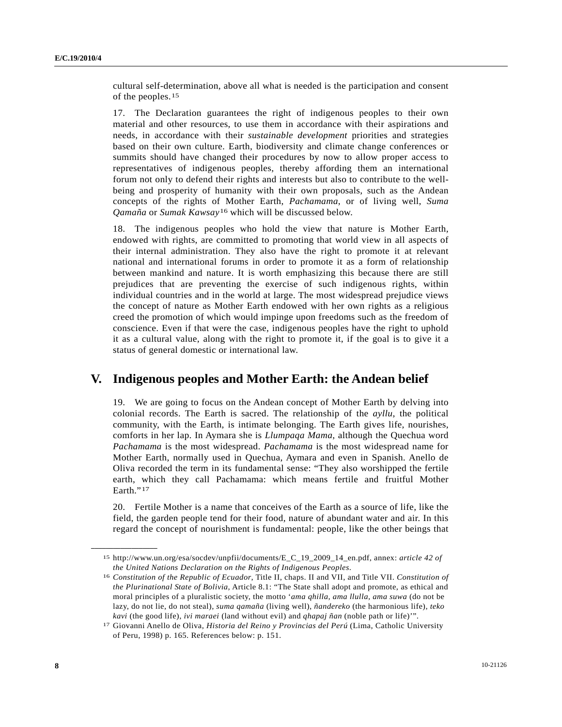cultural self-determination, above all what is needed is the participation and consent of the peoples.[15]

17. The Declaration guarantees the right of indigenous peoples to their own material and other resources, to use them in accordance with their aspirations and needs, in accordance with their *sustainable development* priorities and strategies based on their own culture. Earth, biodiversity and climate change conferences or summits should have changed their procedures by now to allow proper access to representatives of indigenous peoples, thereby affording them an international forum not only to defend their rights and interests but also to contribute to the well-being and prosperity of humanity with their own proposals, such as the Andean concepts of the rights of Mother Earth, *Pachamama*, or of living well, *Suma Qamaña* or *Sumak Kawsay*[16] which will be discussed below.

18. The indigenous peoples who hold the view that nature is Mother Earth, endowed with rights, are committed to promoting that world view in all aspects of their internal administration. They also have the right to promote it at relevant national and international forums in order to promote it as a form of relationship between mankind and nature. It is worth emphasizing this because there are still prejudices that are preventing the exercise of such indigenous rights, within individual countries and in the world at large. The most widespread prejudice views the concept of nature as Mother Earth endowed with her own rights as a religious creed the promotion of which would impinge upon freedoms such as the freedom of conscience. Even if that were the case, indigenous peoples have the right to uphold it as a cultural value, along with the right to promote it, if the goal is to give it a status of general domestic or international law.

## V. Indigenous peoples and Mother Earth: the Andean belief

19. We are going to focus on the Andean concept of Mother Earth by delving into colonial records. The Earth is sacred. The relationship of the *ayllu*, the political community, with the Earth, is intimate belonging. The Earth gives life, nourishes, comforts in her lap. In Aymara she is *Llumpaqa Mama*, although the Quechua word *Pachamama* is the most widespread. *Pachamama* is the most widespread name for Mother Earth, normally used in Quechua, Aymara and even in Spanish. Anello de Oliva recorded the term in its fundamental sense: "They also worshipped the fertile earth, which they call Pachamama: which means fertile and fruitful Mother Earth."[17]

20. Fertile Mother is a name that conceives of the Earth as a source of life, like the field, the garden people tend for their food, nature of abundant water and air. In this regard the concept of nourishment is fundamental: people, like the other beings that

---

[15] http://www.un.org/esa/socdev/unpfii/documents/E_C_19_2009_14_en.pdf, annex: *article 42 of the United Nations Declaration on the Rights of Indigenous Peoples*.

[16] *Constitution of the Republic of Ecuador*, Title II, chaps. II and VII, and Title VII. *Constitution of the Plurinational State of Bolivia*, Article 8.1: "The State shall adopt and promote, as ethical and moral principles of a pluralistic society, the motto '*ama qhilla, ama llulla, ama suwa* (do not be lazy, do not lie, do not steal), *suma qamaña* (living well), *ñandereko* (the harmonious life), *teko kavi* (the good life), *ivi maraei* (land without evil) and *qhapaj ñan* (noble path or life)'".

[17] Giovanni Anello de Oliva, *Historia del Reino y Provincias del Perú* (Lima, Catholic University of Peru, 1998) p. 165. References below: p. 151.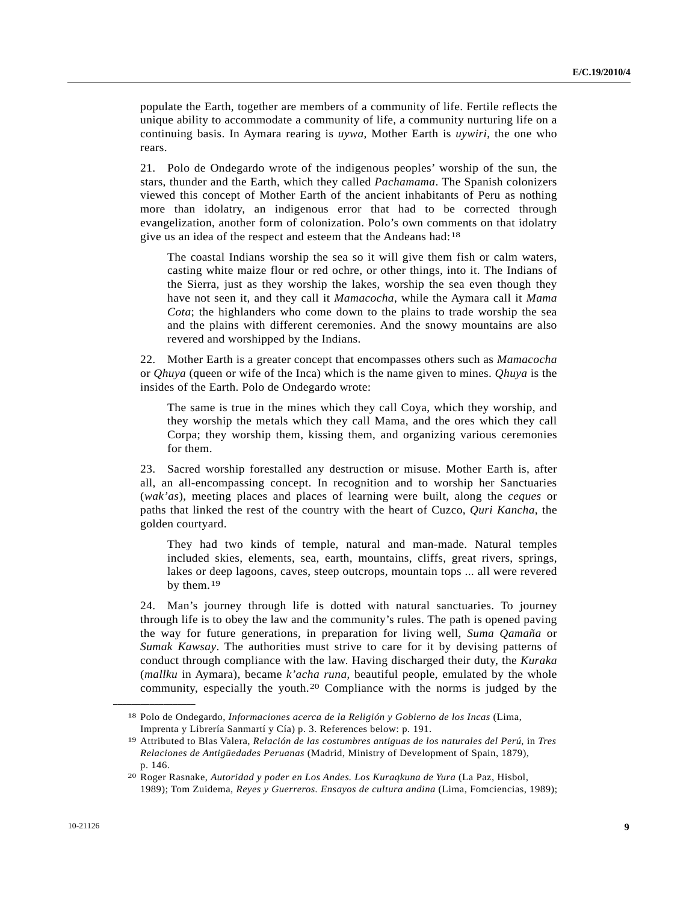populate the Earth, together are members of a community of life. Fertile reflects the unique ability to accommodate a community of life, a community nurturing life on a continuing basis. In Aymara rearing is *uywa*, Mother Earth is *uywiri*, the one who rears.

21. Polo de Ondegardo wrote of the indigenous peoples' worship of the sun, the stars, thunder and the Earth, which they called *Pachamama*. The Spanish colonizers viewed this concept of Mother Earth of the ancient inhabitants of Peru as nothing more than idolatry, an indigenous error that had to be corrected through evangelization, another form of colonization. Polo's own comments on that idolatry give us an idea of the respect and esteem that the Andeans had:[18]

> The coastal Indians worship the sea so it will give them fish or calm waters, casting white maize flour or red ochre, or other things, into it. The Indians of the Sierra, just as they worship the lakes, worship the sea even though they have not seen it, and they call it *Mamacocha*, while the Aymara call it *Mama Cota*; the highlanders who come down to the plains to trade worship the sea and the plains with different ceremonies. And the snowy mountains are also revered and worshipped by the Indians.

22. Mother Earth is a greater concept that encompasses others such as *Mamacocha* or *Qhuya* (queen or wife of the Inca) which is the name given to mines. *Qhuya* is the insides of the Earth. Polo de Ondegardo wrote:

> The same is true in the mines which they call Coya, which they worship, and they worship the metals which they call Mama, and the ores which they call Corpa; they worship them, kissing them, and organizing various ceremonies for them.

23. Sacred worship forestalled any destruction or misuse. Mother Earth is, after all, an all-encompassing concept. In recognition and to worship her Sanctuaries (*wak'as*), meeting places and places of learning were built, along the *ceques* or paths that linked the rest of the country with the heart of Cuzco, *Quri Kancha*, the golden courtyard.

> They had two kinds of temple, natural and man-made. Natural temples included skies, elements, sea, earth, mountains, cliffs, great rivers, springs, lakes or deep lagoons, caves, steep outcrops, mountain tops ... all were revered by them.[19]

24. Man's journey through life is dotted with natural sanctuaries. To journey through life is to obey the law and the community's rules. The path is opened paving the way for future generations, in preparation for living well, *Suma Qamaña* or *Sumak Kawsay*. The authorities must strive to care for it by devising patterns of conduct through compliance with the law. Having discharged their duty, the *Kuraka* (*mallku* in Aymara), became *k'acha runa*, beautiful people, emulated by the whole community, especially the youth.[20] Compliance with the norms is judged by the

---

[18] Polo de Ondegardo, *Informaciones acerca de la Religión y Gobierno de los Incas* (Lima, Imprenta y Librería Sanmartí y Cía) p. 3. References below: p. 191.

[19] Attributed to Blas Valera, *Relación de las costumbres antiguas de los naturales del Perú*, in *Tres Relaciones de Antigüedades Peruanas* (Madrid, Ministry of Development of Spain, 1879), p. 146.

[20] Roger Rasnake, *Autoridad y poder en Los Andes. Los Kuraqkuna de Yura* (La Paz, Hisbol, 1989); Tom Zuidema, *Reyes y Guerreros. Ensayos de cultura andina* (Lima, Fomciencias, 1989);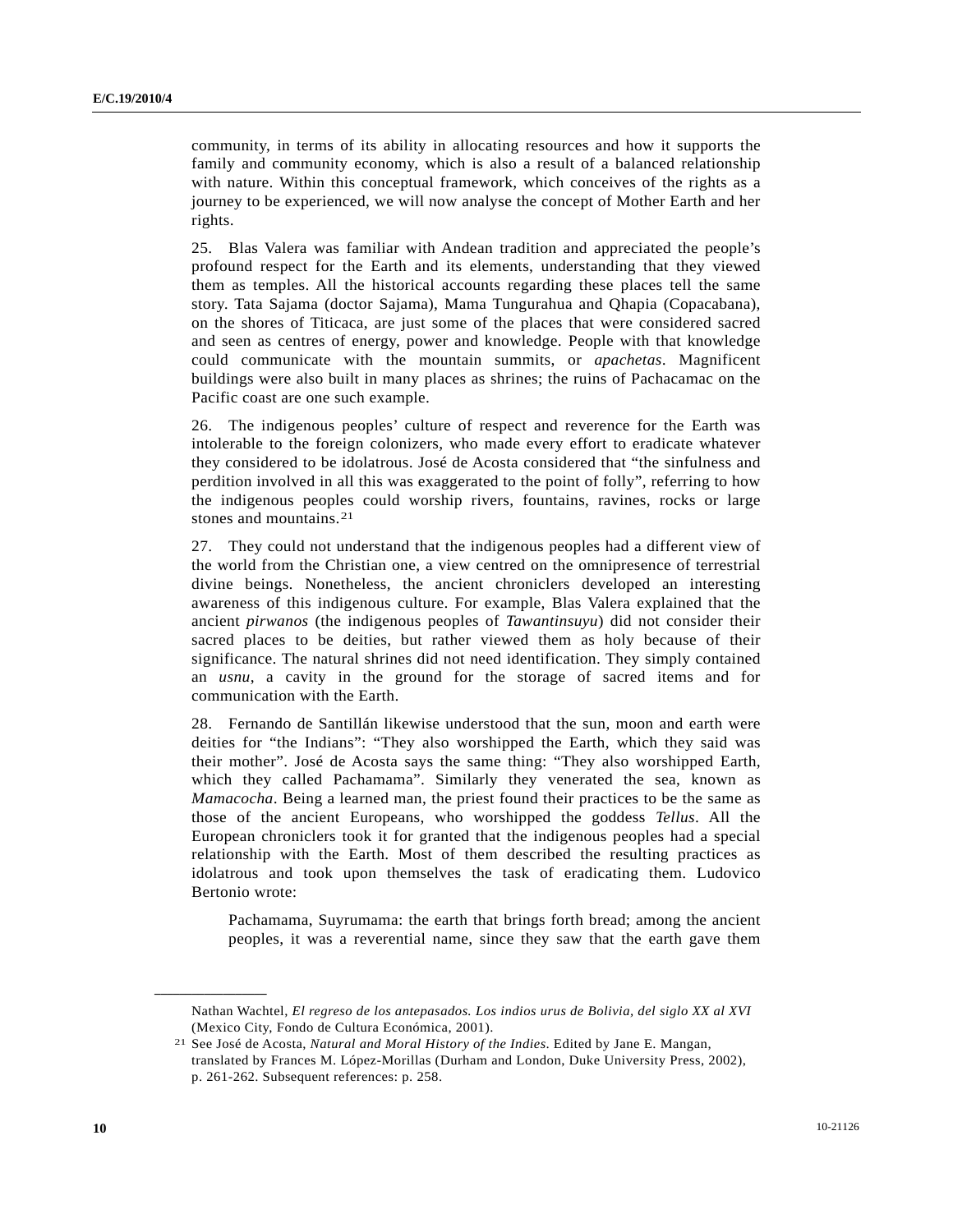community, in terms of its ability in allocating resources and how it supports the family and community economy, which is also a result of a balanced relationship with nature. Within this conceptual framework, which conceives of the rights as a journey to be experienced, we will now analyse the concept of Mother Earth and her rights.

25. Blas Valera was familiar with Andean tradition and appreciated the people's profound respect for the Earth and its elements, understanding that they viewed them as temples. All the historical accounts regarding these places tell the same story. Tata Sajama (doctor Sajama), Mama Tungurahua and Qhapia (Copacabana), on the shores of Titicaca, are just some of the places that were considered sacred and seen as centres of energy, power and knowledge. People with that knowledge could communicate with the mountain summits, or *apachetas*. Magnificent buildings were also built in many places as shrines; the ruins of Pachacamac on the Pacific coast are one such example.

26. The indigenous peoples' culture of respect and reverence for the Earth was intolerable to the foreign colonizers, who made every effort to eradicate whatever they considered to be idolatrous. José de Acosta considered that "the sinfulness and perdition involved in all this was exaggerated to the point of folly", referring to how the indigenous peoples could worship rivers, fountains, ravines, rocks or large stones and mountains.[21]

27. They could not understand that the indigenous peoples had a different view of the world from the Christian one, a view centred on the omnipresence of terrestrial divine beings. Nonetheless, the ancient chroniclers developed an interesting awareness of this indigenous culture. For example, Blas Valera explained that the ancient *pirwanos* (the indigenous peoples of *Tawantinsuyu*) did not consider their sacred places to be deities, but rather viewed them as holy because of their significance. The natural shrines did not need identification. They simply contained an *usnu*, a cavity in the ground for the storage of sacred items and for communication with the Earth.

28. Fernando de Santillán likewise understood that the sun, moon and earth were deities for "the Indians": "They also worshipped the Earth, which they said was their mother". José de Acosta says the same thing: "They also worshipped Earth, which they called Pachamama". Similarly they venerated the sea, known as *Mamacocha*. Being a learned man, the priest found their practices to be the same as those of the ancient Europeans, who worshipped the goddess *Tellus*. All the European chroniclers took it for granted that the indigenous peoples had a special relationship with the Earth. Most of them described the resulting practices as idolatrous and took upon themselves the task of eradicating them. Ludovico Bertonio wrote:

> Pachamama, Suyrumama: the earth that brings forth bread; among the ancient peoples, it was a reverential name, since they saw that the earth gave them

---

Nathan Wachtel, *El regreso de los antepasados. Los indios urus de Bolivia, del siglo XX al XVI* (Mexico City, Fondo de Cultura Económica, 2001).

[21] See José de Acosta, *Natural and Moral History of the Indies*. Edited by Jane E. Mangan, translated by Frances M. López-Morillas (Durham and London, Duke University Press, 2002), p. 261-262. Subsequent references: p. 258.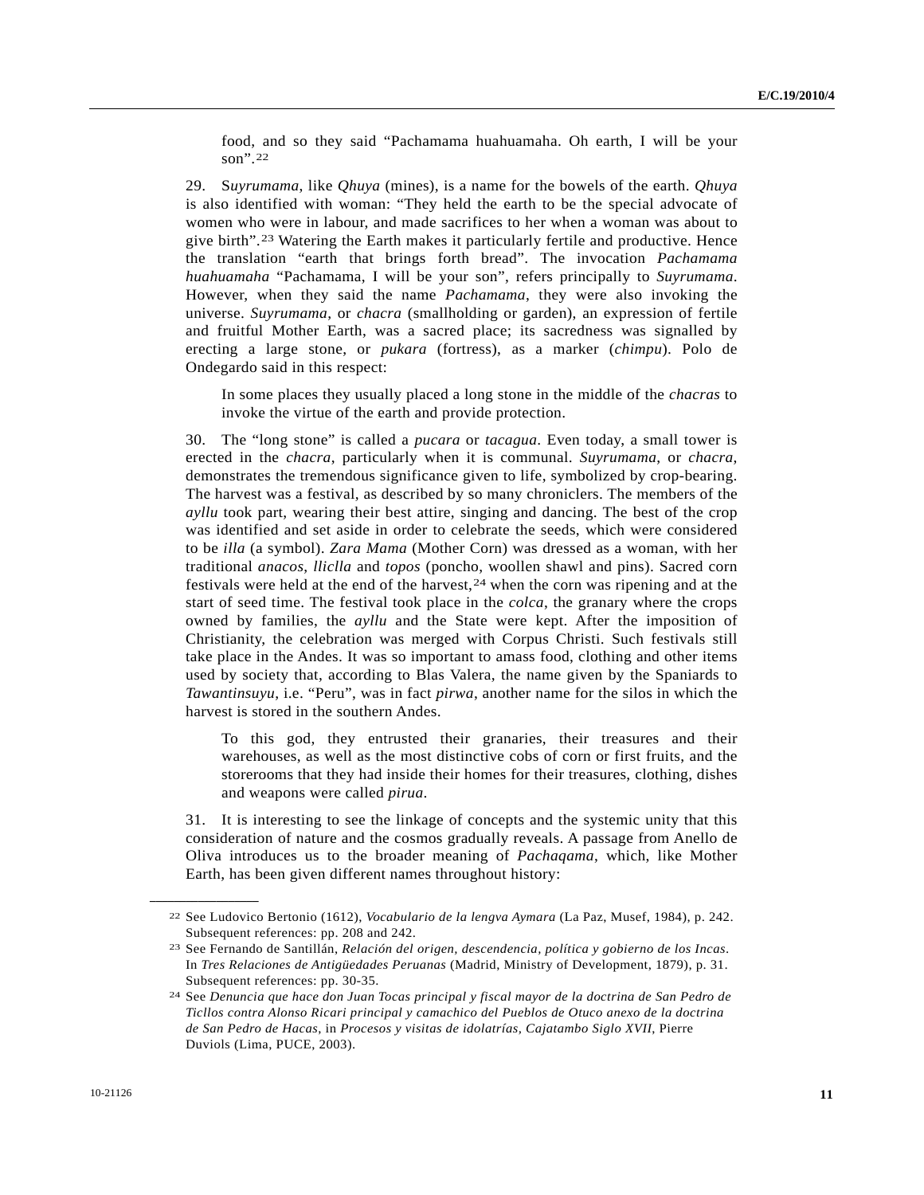food, and so they said "Pachamama huahuamaha. Oh earth, I will be your son".[22]

29. S*uyrumama*, like *Qhuya* (mines), is a name for the bowels of the earth. *Qhuya* is also identified with woman: "They held the earth to be the special advocate of women who were in labour, and made sacrifices to her when a woman was about to give birth".[23] Watering the Earth makes it particularly fertile and productive. Hence the translation "earth that brings forth bread". The invocation *Pachamama huahuamaha* "Pachamama, I will be your son", refers principally to *Suyrumama*. However, when they said the name *Pachamama*, they were also invoking the universe. *Suyrumama*, or *chacra* (smallholding or garden), an expression of fertile and fruitful Mother Earth, was a sacred place; its sacredness was signalled by erecting a large stone, or *pukara* (fortress), as a marker (*chimpu*). Polo de Ondegardo said in this respect:

> In some places they usually placed a long stone in the middle of the *chacras* to invoke the virtue of the earth and provide protection.

30. The "long stone" is called a *pucara* or *tacagua*. Even today, a small tower is erected in the *chacra*, particularly when it is communal. *Suyrumama*, or *chacra*, demonstrates the tremendous significance given to life, symbolized by crop-bearing. The harvest was a festival, as described by so many chroniclers. The members of the *ayllu* took part, wearing their best attire, singing and dancing. The best of the crop was identified and set aside in order to celebrate the seeds, which were considered to be *illa* (a symbol). *Zara Mama* (Mother Corn) was dressed as a woman, with her traditional *anacos*, *lliclla* and *topos* (poncho, woollen shawl and pins). Sacred corn festivals were held at the end of the harvest,[24] when the corn was ripening and at the start of seed time. The festival took place in the *colca*, the granary where the crops owned by families, the *ayllu* and the State were kept. After the imposition of Christianity, the celebration was merged with Corpus Christi. Such festivals still take place in the Andes. It was so important to amass food, clothing and other items used by society that, according to Blas Valera, the name given by the Spaniards to *Tawantinsuyu*, i.e. "Peru", was in fact *pirwa*, another name for the silos in which the harvest is stored in the southern Andes.

> To this god, they entrusted their granaries, their treasures and their warehouses, as well as the most distinctive cobs of corn or first fruits, and the storerooms that they had inside their homes for their treasures, clothing, dishes and weapons were called *pirua*.

31. It is interesting to see the linkage of concepts and the systemic unity that this consideration of nature and the cosmos gradually reveals. A passage from Anello de Oliva introduces us to the broader meaning of *Pachaqama*, which, like Mother Earth, has been given different names throughout history:

---

[22] See Ludovico Bertonio (1612), *Vocabulario de la lengva Aymara* (La Paz, Musef, 1984), p. 242. Subsequent references: pp. 208 and 242.

[23] See Fernando de Santillán, *Relación del origen, descendencia, política y gobierno de los Incas*. In *Tres Relaciones de Antigüedades Peruanas* (Madrid, Ministry of Development, 1879), p. 31. Subsequent references: pp. 30-35.

[24] See *Denuncia que hace don Juan Tocas principal y fiscal mayor de la doctrina de San Pedro de Ticllos contra Alonso Ricari principal y camachico del Pueblos de Otuco anexo de la doctrina de San Pedro de Hacas*, in *Procesos y visitas de idolatrías, Cajatambo Siglo XVII*, Pierre Duviols (Lima, PUCE, 2003).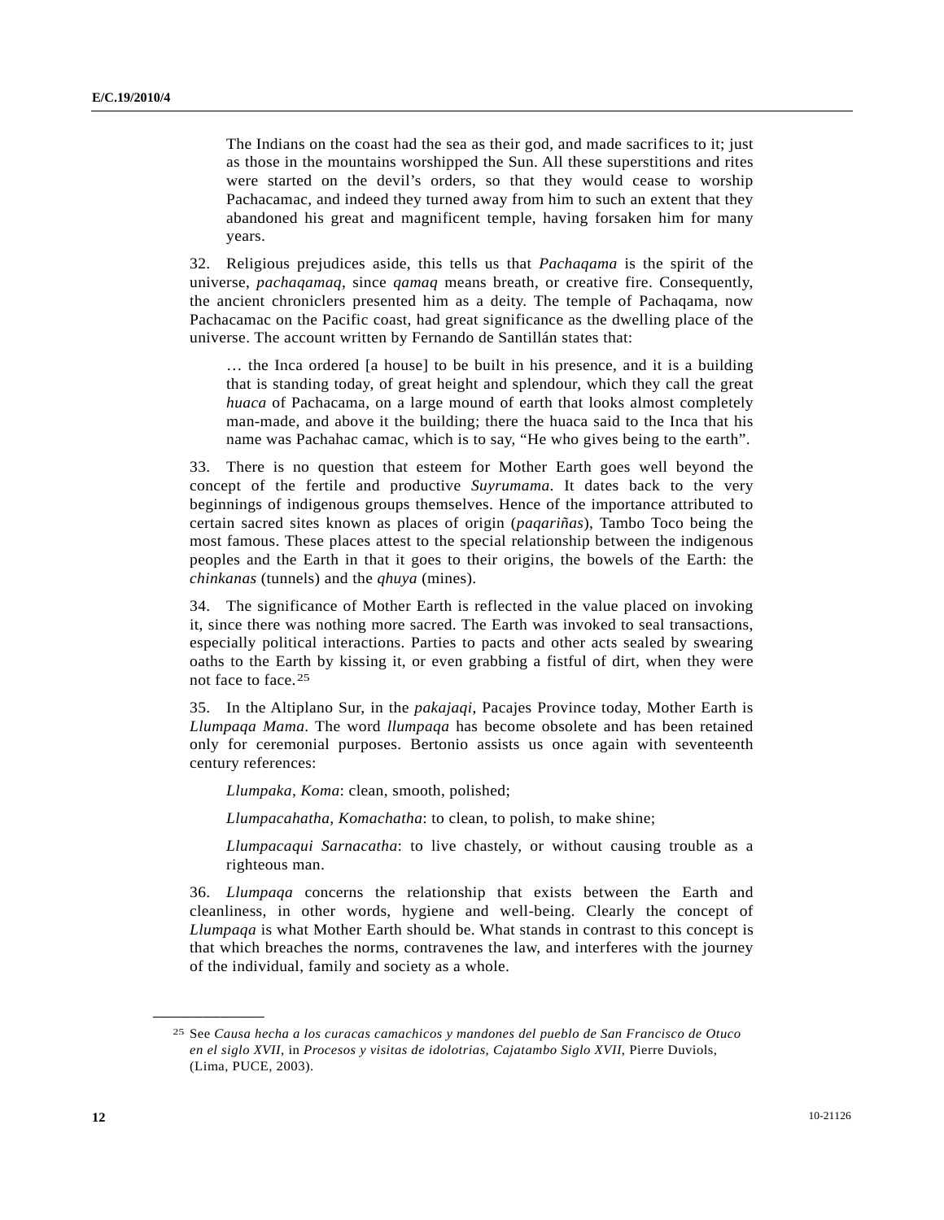> The Indians on the coast had the sea as their god, and made sacrifices to it; just as those in the mountains worshipped the Sun. All these superstitions and rites were started on the devil's orders, so that they would cease to worship Pachacamac, and indeed they turned away from him to such an extent that they abandoned his great and magnificent temple, having forsaken him for many years.

32. Religious prejudices aside, this tells us that *Pachaqama* is the spirit of the universe, *pachaqamaq*, since *qamaq* means breath, or creative fire. Consequently, the ancient chroniclers presented him as a deity. The temple of Pachaqama, now Pachacamac on the Pacific coast, had great significance as the dwelling place of the universe. The account written by Fernando de Santillán states that:

> … the Inca ordered [a house] to be built in his presence, and it is a building that is standing today, of great height and splendour, which they call the great *huaca* of Pachacama, on a large mound of earth that looks almost completely man-made, and above it the building; there the huaca said to the Inca that his name was Pachahac camac, which is to say, "He who gives being to the earth".

33. There is no question that esteem for Mother Earth goes well beyond the concept of the fertile and productive *Suyrumama*. It dates back to the very beginnings of indigenous groups themselves. Hence of the importance attributed to certain sacred sites known as places of origin (*paqariñas*), Tambo Toco being the most famous. These places attest to the special relationship between the indigenous peoples and the Earth in that it goes to their origins, the bowels of the Earth: the *chinkanas* (tunnels) and the *qhuya* (mines).

34. The significance of Mother Earth is reflected in the value placed on invoking it, since there was nothing more sacred. The Earth was invoked to seal transactions, especially political interactions. Parties to pacts and other acts sealed by swearing oaths to the Earth by kissing it, or even grabbing a fistful of dirt, when they were not face to face.[25]

35. In the Altiplano Sur, in the *pakajaqi*, Pacajes Province today, Mother Earth is *Llumpaqa Mama*. The word *llumpaqa* has become obsolete and has been retained only for ceremonial purposes. Bertonio assists us once again with seventeenth century references:

> *Llumpaka, Koma*: clean, smooth, polished;
>
> *Llumpacahatha, Komachatha*: to clean, to polish, to make shine;
>
> *Llumpacaqui Sarnacatha*: to live chastely, or without causing trouble as a righteous man.

36. *Llumpaqa* concerns the relationship that exists between the Earth and cleanliness, in other words, hygiene and well-being. Clearly the concept of *Llumpaqa* is what Mother Earth should be. What stands in contrast to this concept is that which breaches the norms, contravenes the law, and interferes with the journey of the individual, family and society as a whole.

---

[25] See *Causa hecha a los curacas camachicos y mandones del pueblo de San Francisco de Otuco en el siglo XVII*, in *Procesos y visitas de idolotrias, Cajatambo Siglo XVII*, Pierre Duviols, (Lima, PUCE, 2003).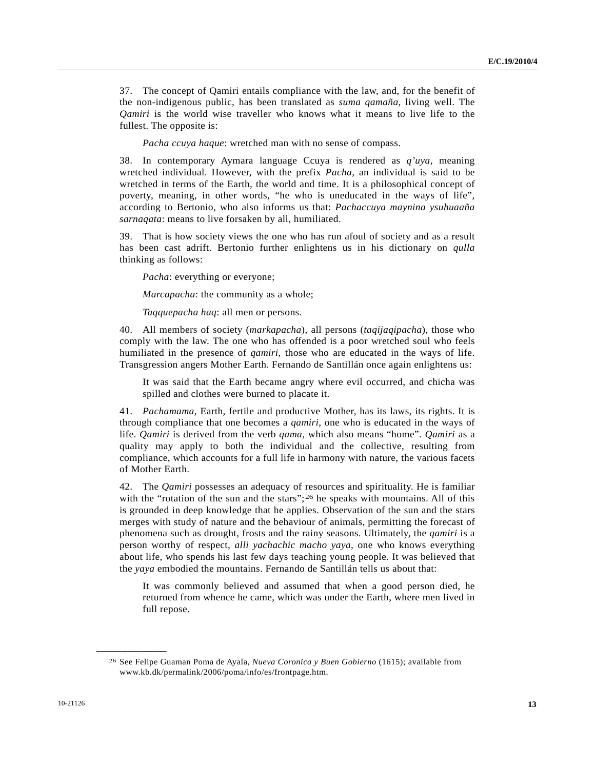37. The concept of Qamiri entails compliance with the law, and, for the benefit of the non-indigenous public, has been translated as *suma qamaña*, living well. The *Qamiri* is the world wise traveller who knows what it means to live life to the fullest. The opposite is:

> *Pacha ccuya haque*: wretched man with no sense of compass.

38. In contemporary Aymara language Ccuya is rendered as *q'uya*, meaning wretched individual. However, with the prefix *Pacha*, an individual is said to be wretched in terms of the Earth, the world and time. It is a philosophical concept of poverty, meaning, in other words, "he who is uneducated in the ways of life", according to Bertonio, who also informs us that: *Pachaccuya maynina ysuhuaaña sarnaqata*: means to live forsaken by all, humiliated.

39. That is how society views the one who has run afoul of society and as a result has been cast adrift. Bertonio further enlightens us in his dictionary on *qulla* thinking as follows:

> *Pacha*: everything or everyone;
>
> *Marcapacha*: the community as a whole;
>
> *Taqquepacha haq*: all men or persons.

40. All members of society (*markapacha*), all persons (*taqijaqipacha*), those who comply with the law. The one who has offended is a poor wretched soul who feels humiliated in the presence of *qamiri*, those who are educated in the ways of life. Transgression angers Mother Earth. Fernando de Santillán once again enlightens us:

> It was said that the Earth became angry where evil occurred, and chicha was spilled and clothes were burned to placate it.

41. *Pachamama*, Earth, fertile and productive Mother, has its laws, its rights. It is through compliance that one becomes a *qamiri*, one who is educated in the ways of life. *Qamiri* is derived from the verb *qama*, which also means "home". *Qamiri* as a quality may apply to both the individual and the collective, resulting from compliance, which accounts for a full life in harmony with nature, the various facets of Mother Earth.

42. The *Qamiri* possesses an adequacy of resources and spirituality. He is familiar with the "rotation of the sun and the stars";[26] he speaks with mountains. All of this is grounded in deep knowledge that he applies. Observation of the sun and the stars merges with study of nature and the behaviour of animals, permitting the forecast of phenomena such as drought, frosts and the rainy seasons. Ultimately, the *qamiri* is a person worthy of respect, *alli yachachic macho yaya*, one who knows everything about life, who spends his last few days teaching young people. It was believed that the *yaya* embodied the mountains. Fernando de Santillán tells us about that:

> It was commonly believed and assumed that when a good person died, he returned from whence he came, which was under the Earth, where men lived in full repose.

---

[26] See Felipe Guaman Poma de Ayala, *Nueva Coronica y Buen Gobierno* (1615); available from www.kb.dk/permalink/2006/poma/info/es/frontpage.htm.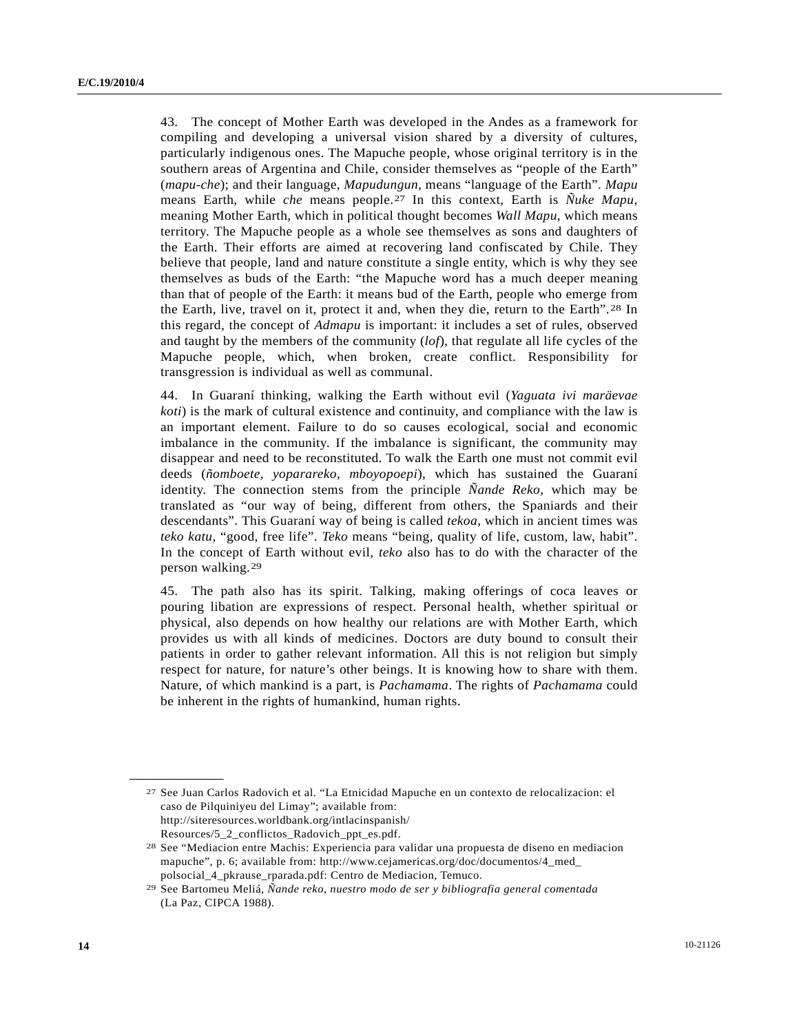43. The concept of Mother Earth was developed in the Andes as a framework for compiling and developing a universal vision shared by a diversity of cultures, particularly indigenous ones. The Mapuche people, whose original territory is in the southern areas of Argentina and Chile, consider themselves as "people of the Earth" (*mapu-che*); and their language, *Mapudungun*, means "language of the Earth". *Mapu* means Earth, while *che* means people.[27] In this context, Earth is *Ñuke Mapu*, meaning Mother Earth, which in political thought becomes *Wall Mapu*, which means territory. The Mapuche people as a whole see themselves as sons and daughters of the Earth. Their efforts are aimed at recovering land confiscated by Chile. They believe that people, land and nature constitute a single entity, which is why they see themselves as buds of the Earth: "the Mapuche word has a much deeper meaning than that of people of the Earth: it means bud of the Earth, people who emerge from the Earth, live, travel on it, protect it and, when they die, return to the Earth".[28] In this regard, the concept of *Admapu* is important: it includes a set of rules, observed and taught by the members of the community (*lof*), that regulate all life cycles of the Mapuche people, which, when broken, create conflict. Responsibility for transgression is individual as well as communal.

44. In Guaraní thinking, walking the Earth without evil (*Yaguata ivi maräevae koti*) is the mark of cultural existence and continuity, and compliance with the law is an important element. Failure to do so causes ecological, social and economic imbalance in the community. If the imbalance is significant, the community may disappear and need to be reconstituted. To walk the Earth one must not commit evil deeds (*ñomboete*, *yoparareko*, *mboyopoepi*), which has sustained the Guaraní identity. The connection stems from the principle *Ñande Reko*, which may be translated as "our way of being, different from others, the Spaniards and their descendants". This Guaraní way of being is called *tekoa*, which in ancient times was *teko katu*, "good, free life". *Teko* means "being, quality of life, custom, law, habit". In the concept of Earth without evil, *teko* also has to do with the character of the person walking.[29]

45. The path also has its spirit. Talking, making offerings of coca leaves or pouring libation are expressions of respect. Personal health, whether spiritual or physical, also depends on how healthy our relations are with Mother Earth, which provides us with all kinds of medicines. Doctors are duty bound to consult their patients in order to gather relevant information. All this is not religion but simply respect for nature, for nature's other beings. It is knowing how to share with them. Nature, of which mankind is a part, is *Pachamama*. The rights of *Pachamama* could be inherent in the rights of humankind, human rights.

---

[27] See Juan Carlos Radovich et al. "La Etnicidad Mapuche en un contexto de relocalizacion: el caso de Pilquiniyeu del Limay"; available from: http://siteresources.worldbank.org/intlacinspanish/Resources/5_2_conflictos_Radovich_ppt_es.pdf.

[28] See "Mediacion entre Machis: Experiencia para validar una propuesta de diseno en mediacion mapuche", p. 6; available from: http://www.cejamericas.org/doc/documentos/4_med_polsocial_4_pkrause_rparada.pdf: Centro de Mediacion, Temuco.

[29] See Bartomeu Meliá, *Ñande reko, nuestro modo de ser y bibliografia general comentada* (La Paz, CIPCA 1988).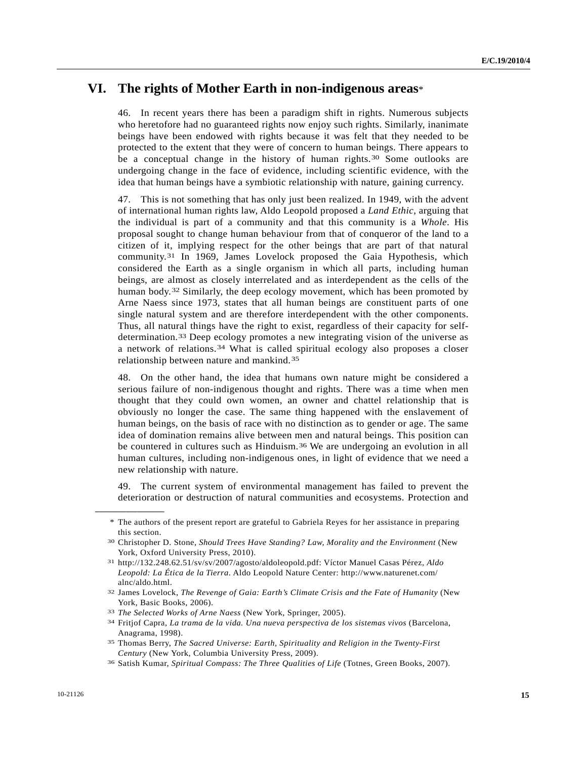# VI. The rights of Mother Earth in non-indigenous areas*

46. In recent years there has been a paradigm shift in rights. Numerous subjects who heretofore had no guaranteed rights now enjoy such rights. Similarly, inanimate beings have been endowed with rights because it was felt that they needed to be protected to the extent that they were of concern to human beings. There appears to be a conceptual change in the history of human rights.[30] Some outlooks are undergoing change in the face of evidence, including scientific evidence, with the idea that human beings have a symbiotic relationship with nature, gaining currency.

47. This is not something that has only just been realized. In 1949, with the advent of international human rights law, Aldo Leopold proposed a *Land Ethic*, arguing that the individual is part of a community and that this community is a *Whole*. His proposal sought to change human behaviour from that of conqueror of the land to a citizen of it, implying respect for the other beings that are part of that natural community.[31] In 1969, James Lovelock proposed the Gaia Hypothesis, which considered the Earth as a single organism in which all parts, including human beings, are almost as closely interrelated and as interdependent as the cells of the human body.[32] Similarly, the deep ecology movement, which has been promoted by Arne Naess since 1973, states that all human beings are constituent parts of one single natural system and are therefore interdependent with the other components. Thus, all natural things have the right to exist, regardless of their capacity for self-determination.[33] Deep ecology promotes a new integrating vision of the universe as a network of relations.[34] What is called spiritual ecology also proposes a closer relationship between nature and mankind.[35]

48. On the other hand, the idea that humans own nature might be considered a serious failure of non-indigenous thought and rights. There was a time when men thought that they could own women, an owner and chattel relationship that is obviously no longer the case. The same thing happened with the enslavement of human beings, on the basis of race with no distinction as to gender or age. The same idea of domination remains alive between men and natural beings. This position can be countered in cultures such as Hinduism.[36] We are undergoing an evolution in all human cultures, including non-indigenous ones, in light of evidence that we need a new relationship with nature.

49. The current system of environmental management has failed to prevent the deterioration or destruction of natural communities and ecosystems. Protection and

---

\* The authors of the present report are grateful to Gabriela Reyes for her assistance in preparing this section.

[30] Christopher D. Stone, *Should Trees Have Standing? Law, Morality and the Environment* (New York, Oxford University Press, 2010).

[31] http://132.248.62.51/sv/sv/2007/agosto/aldoleopold.pdf: Víctor Manuel Casas Pérez, *Aldo Leopold: La Ética de la Tierra*. Aldo Leopold Nature Center: http://www.naturenet.com/alnc/aldo.html.

[32] James Lovelock, *The Revenge of Gaia: Earth's Climate Crisis and the Fate of Humanity* (New York, Basic Books, 2006).

[33] *The Selected Works of Arne Naess* (New York, Springer, 2005).

[34] Fritjof Capra, *La trama de la vida. Una nueva perspectiva de los sistemas vivos* (Barcelona, Anagrama, 1998).

[35] Thomas Berry, *The Sacred Universe: Earth, Spirituality and Religion in the Twenty-First Century* (New York, Columbia University Press, 2009).

[36] Satish Kumar, *Spiritual Compass: The Three Qualities of Life* (Totnes, Green Books, 2007).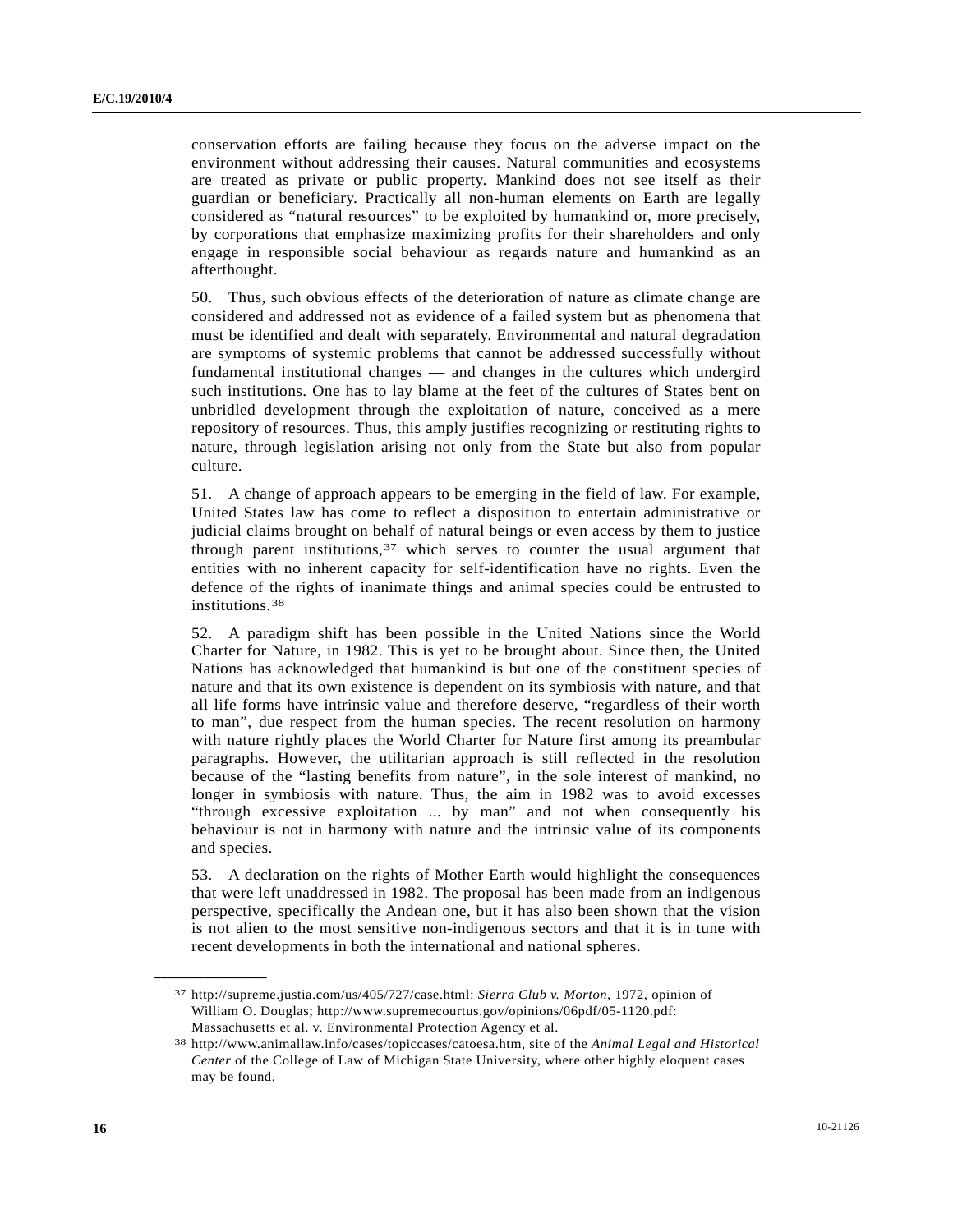conservation efforts are failing because they focus on the adverse impact on the environment without addressing their causes. Natural communities and ecosystems are treated as private or public property. Mankind does not see itself as their guardian or beneficiary. Practically all non-human elements on Earth are legally considered as "natural resources" to be exploited by humankind or, more precisely, by corporations that emphasize maximizing profits for their shareholders and only engage in responsible social behaviour as regards nature and humankind as an afterthought.

50. Thus, such obvious effects of the deterioration of nature as climate change are considered and addressed not as evidence of a failed system but as phenomena that must be identified and dealt with separately. Environmental and natural degradation are symptoms of systemic problems that cannot be addressed successfully without fundamental institutional changes — and changes in the cultures which undergird such institutions. One has to lay blame at the feet of the cultures of States bent on unbridled development through the exploitation of nature, conceived as a mere repository of resources. Thus, this amply justifies recognizing or restituting rights to nature, through legislation arising not only from the State but also from popular culture.

51. A change of approach appears to be emerging in the field of law. For example, United States law has come to reflect a disposition to entertain administrative or judicial claims brought on behalf of natural beings or even access by them to justice through parent institutions,[37] which serves to counter the usual argument that entities with no inherent capacity for self-identification have no rights. Even the defence of the rights of inanimate things and animal species could be entrusted to institutions.[38]

52. A paradigm shift has been possible in the United Nations since the World Charter for Nature, in 1982. This is yet to be brought about. Since then, the United Nations has acknowledged that humankind is but one of the constituent species of nature and that its own existence is dependent on its symbiosis with nature, and that all life forms have intrinsic value and therefore deserve, "regardless of their worth to man", due respect from the human species. The recent resolution on harmony with nature rightly places the World Charter for Nature first among its preambular paragraphs. However, the utilitarian approach is still reflected in the resolution because of the "lasting benefits from nature", in the sole interest of mankind, no longer in symbiosis with nature. Thus, the aim in 1982 was to avoid excesses "through excessive exploitation ... by man" and not when consequently his behaviour is not in harmony with nature and the intrinsic value of its components and species.

53. A declaration on the rights of Mother Earth would highlight the consequences that were left unaddressed in 1982. The proposal has been made from an indigenous perspective, specifically the Andean one, but it has also been shown that the vision is not alien to the most sensitive non-indigenous sectors and that it is in tune with recent developments in both the international and national spheres.

---

[37] http://supreme.justia.com/us/405/727/case.html: *Sierra Club v. Morton*, 1972, opinion of William O. Douglas; http://www.supremecourtus.gov/opinions/06pdf/05-1120.pdf: Massachusetts et al. v. Environmental Protection Agency et al.

[38] http://www.animallaw.info/cases/topiccases/catoesa.htm, site of the *Animal Legal and Historical Center* of the College of Law of Michigan State University, where other highly eloquent cases may be found.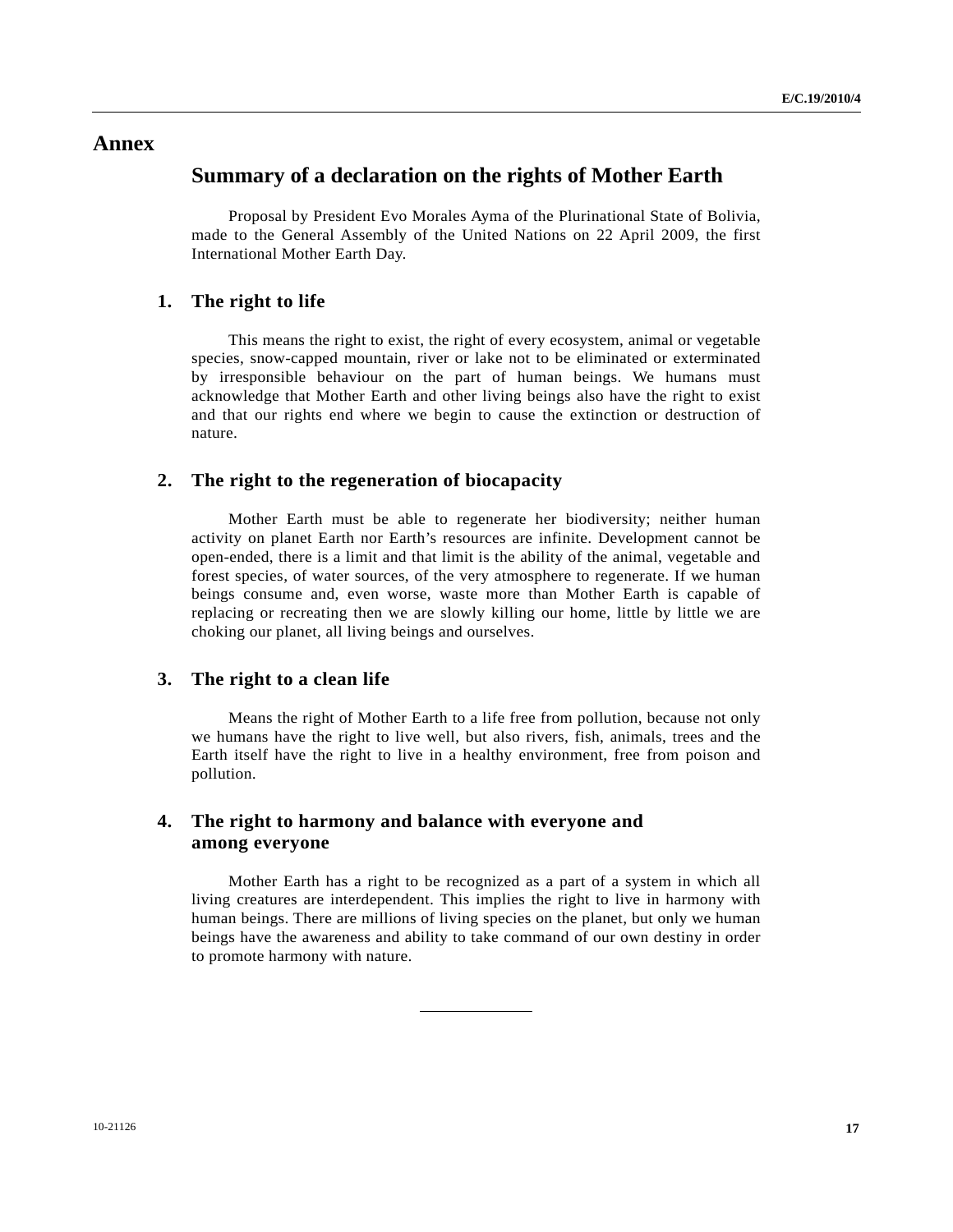# Annex

## Summary of a declaration on the rights of Mother Earth

Proposal by President Evo Morales Ayma of the Plurinational State of Bolivia, made to the General Assembly of the United Nations on 22 April 2009, the first International Mother Earth Day.

### 1. The right to life

This means the right to exist, the right of every ecosystem, animal or vegetable species, snow-capped mountain, river or lake not to be eliminated or exterminated by irresponsible behaviour on the part of human beings. We humans must acknowledge that Mother Earth and other living beings also have the right to exist and that our rights end where we begin to cause the extinction or destruction of nature.

### 2. The right to the regeneration of biocapacity

Mother Earth must be able to regenerate her biodiversity; neither human activity on planet Earth nor Earth's resources are infinite. Development cannot be open-ended, there is a limit and that limit is the ability of the animal, vegetable and forest species, of water sources, of the very atmosphere to regenerate. If we human beings consume and, even worse, waste more than Mother Earth is capable of replacing or recreating then we are slowly killing our home, little by little we are choking our planet, all living beings and ourselves.

### 3. The right to a clean life

Means the right of Mother Earth to a life free from pollution, because not only we humans have the right to live well, but also rivers, fish, animals, trees and the Earth itself have the right to live in a healthy environment, free from poison and pollution.

### 4. The right to harmony and balance with everyone and among everyone

Mother Earth has a right to be recognized as a part of a system in which all living creatures are interdependent. This implies the right to live in harmony with human beings. There are millions of living species on the planet, but only we human beings have the awareness and ability to take command of our own destiny in order to promote harmony with nature.